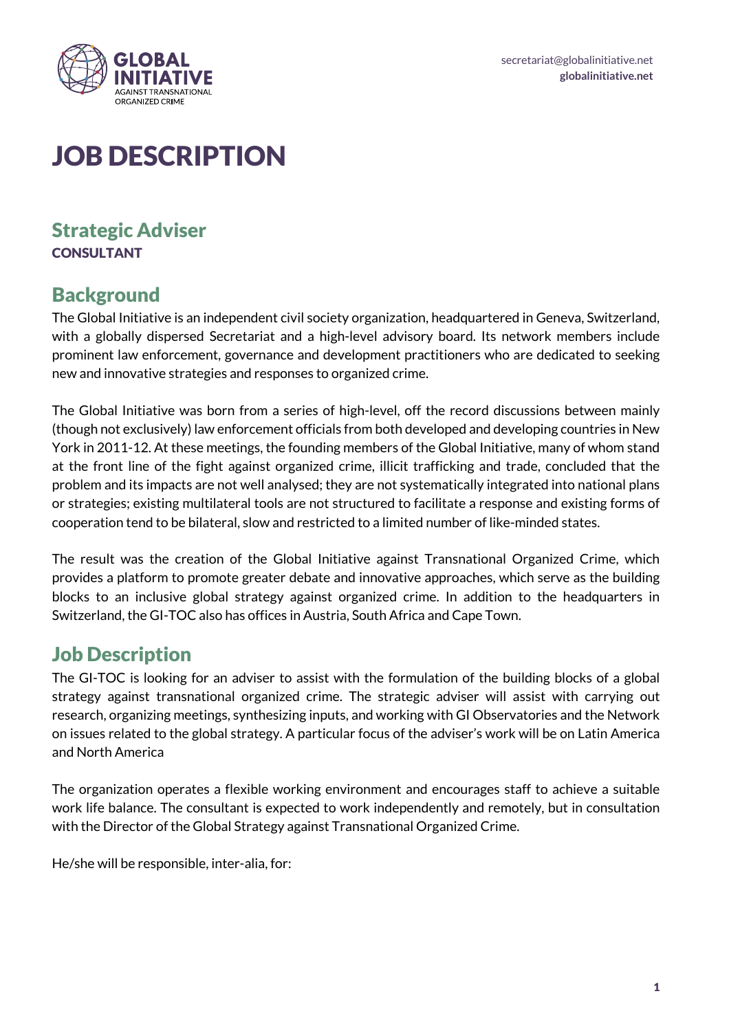secretariat@globalinitiative.net
**globalinitiative.net**

# JOB DESCRIPTION

## Strategic Adviser

**CONSULTANT**

## Background

The Global Initiative is an independent civil society organization, headquartered in Geneva, Switzerland, with a globally dispersed Secretariat and a high-level advisory board. Its network members include prominent law enforcement, governance and development practitioners who are dedicated to seeking new and innovative strategies and responses to organized crime.

The Global Initiative was born from a series of high-level, off the record discussions between mainly (though not exclusively) law enforcement officials from both developed and developing countries in New York in 2011-12. At these meetings, the founding members of the Global Initiative, many of whom stand at the front line of the fight against organized crime, illicit trafficking and trade, concluded that the problem and its impacts are not well analysed; they are not systematically integrated into national plans or strategies; existing multilateral tools are not structured to facilitate a response and existing forms of cooperation tend to be bilateral, slow and restricted to a limited number of like-minded states.

The result was the creation of the Global Initiative against Transnational Organized Crime, which provides a platform to promote greater debate and innovative approaches, which serve as the building blocks to an inclusive global strategy against organized crime. In addition to the headquarters in Switzerland, the GI-TOC also has offices in Austria, South Africa and Cape Town.

## Job Description

The GI-TOC is looking for an adviser to assist with the formulation of the building blocks of a global strategy against transnational organized crime. The strategic adviser will assist with carrying out research, organizing meetings, synthesizing inputs, and working with GI Observatories and the Network on issues related to the global strategy. A particular focus of the adviser's work will be on Latin America and North America

The organization operates a flexible working environment and encourages staff to achieve a suitable work life balance. The consultant is expected to work independently and remotely, but in consultation with the Director of the Global Strategy against Transnational Organized Crime.

He/she will be responsible, inter-alia, for: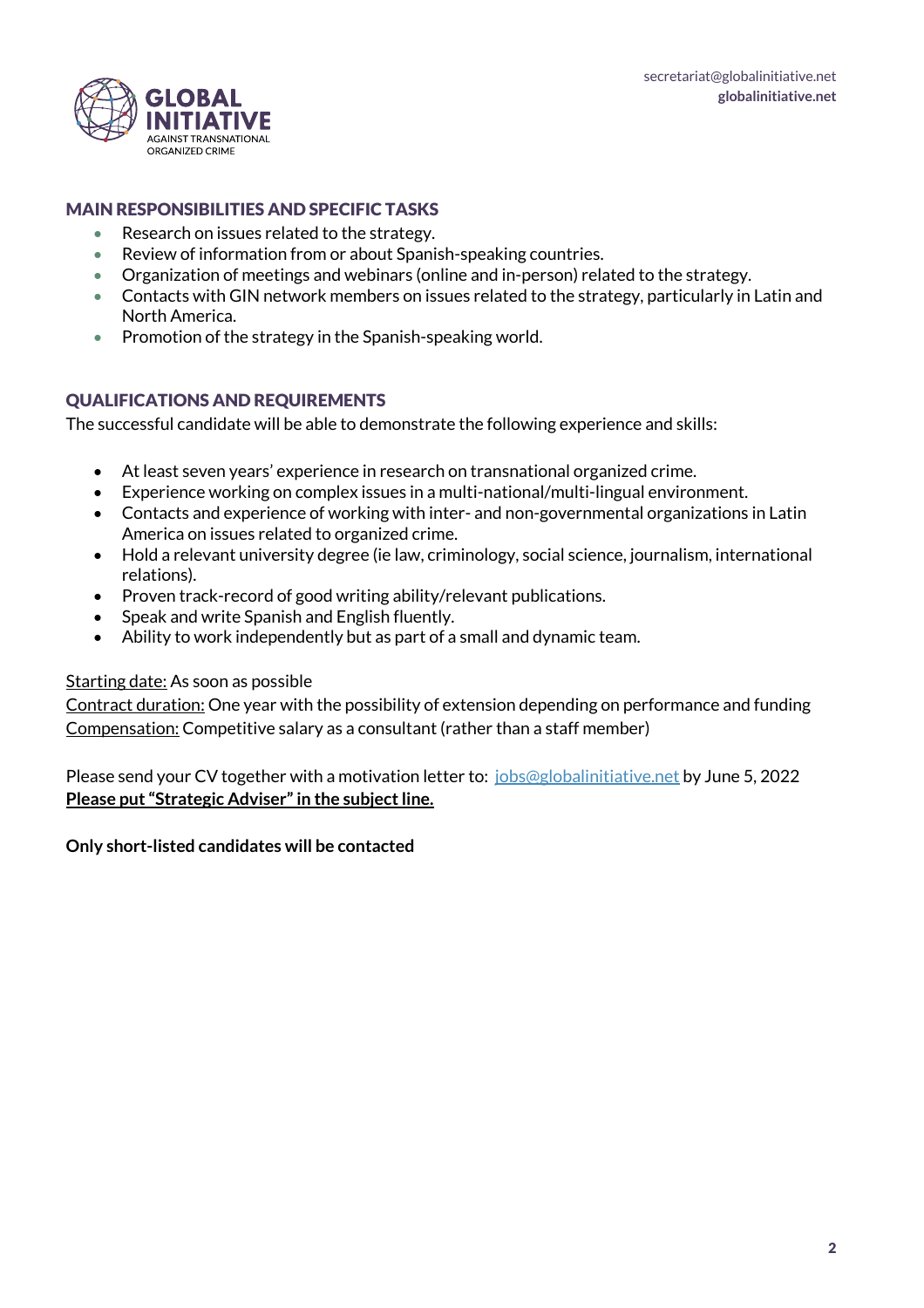## MAIN RESPONSIBILITIES AND SPECIFIC TASKS

- Research on issues related to the strategy.
- Review of information from or about Spanish-speaking countries.
- Organization of meetings and webinars (online and in-person) related to the strategy.
- Contacts with GIN network members on issues related to the strategy, particularly in Latin and North America.
- Promotion of the strategy in the Spanish-speaking world.

## QUALIFICATIONS AND REQUIREMENTS

The successful candidate will be able to demonstrate the following experience and skills:

- At least seven years' experience in research on transnational organized crime.
- Experience working on complex issues in a multi-national/multi-lingual environment.
- Contacts and experience of working with inter- and non-governmental organizations in Latin America on issues related to organized crime.
- Hold a relevant university degree (ie law, criminology, social science, journalism, international relations).
- Proven track-record of good writing ability/relevant publications.
- Speak and write Spanish and English fluently.
- Ability to work independently but as part of a small and dynamic team.

Starting date: As soon as possible
Contract duration: One year with the possibility of extension depending on performance and funding
Compensation: Competitive salary as a consultant (rather than a staff member)

Please send your CV together with a motivation letter to: jobs@globalinitiative.net by June 5, 2022
**Please put "Strategic Adviser" in the subject line.**

**Only short-listed candidates will be contacted**